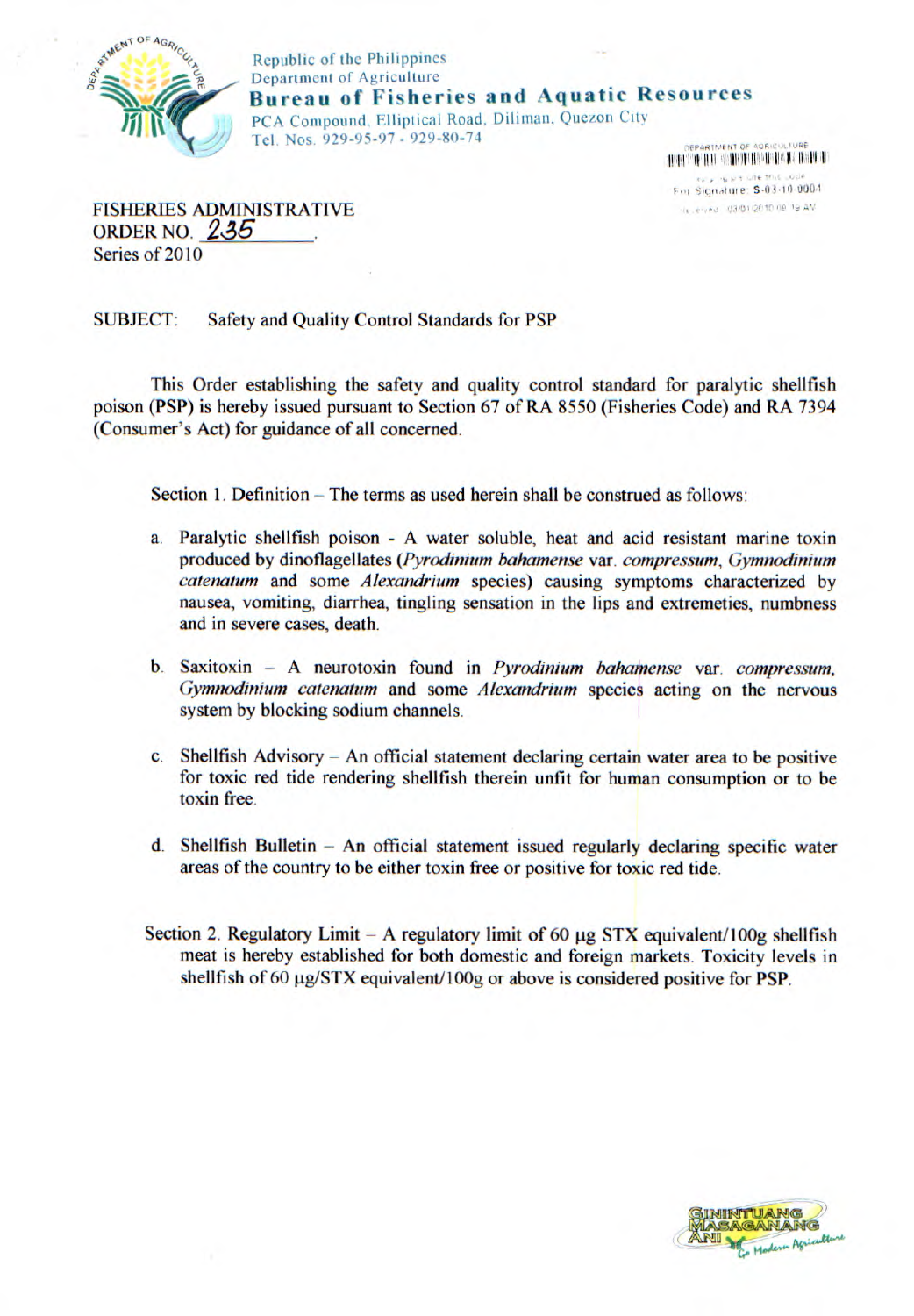Republic of the Philippines
Department of Agriculture
**Bureau of Fisheries and Aquatic Resources**
PCA Compound, Elliptical Road, Diliman, Quezon City
Tel. Nos. 929-95-97 - 929-80-74

FISHERIES ADMINISTRATIVE
ORDER NO. 235
Series of 2010

SUBJECT: Safety and Quality Control Standards for PSP

This Order establishing the safety and quality control standard for paralytic shellfish poison (PSP) is hereby issued pursuant to Section 67 of RA 8550 (Fisheries Code) and RA 7394 (Consumer's Act) for guidance of all concerned.

Section 1. Definition – The terms as used herein shall be construed as follows:

a. Paralytic shellfish poison - A water soluble, heat and acid resistant marine toxin produced by dinoflagellates (*Pyrodinium bahamense* var. *compressum*, *Gymnodinium catenatum* and some *Alexandrium* species) causing symptoms characterized by nausea, vomiting, diarrhea, tingling sensation in the lips and extremeties, numbness and in severe cases, death.

b. Saxitoxin – A neurotoxin found in *Pyrodinium bahamense* var. *compressum, Gymnodinium catenatum* and some *Alexandrium* species acting on the nervous system by blocking sodium channels.

c. Shellfish Advisory – An official statement declaring certain water area to be positive for toxic red tide rendering shellfish therein unfit for human consumption or to be toxin free.

d. Shellfish Bulletin – An official statement issued regularly declaring specific water areas of the country to be either toxin free or positive for toxic red tide.

Section 2. Regulatory Limit – A regulatory limit of 60 μg STX equivalent/100g shellfish meat is hereby established for both domestic and foreign markets. Toxicity levels in shellfish of 60 μg/STX equivalent/100g or above is considered positive for PSP.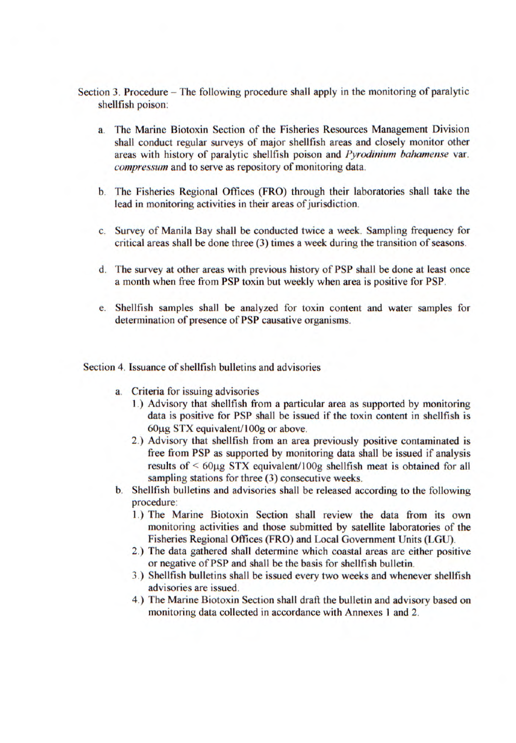Section 3. **Procedure** – The following procedure shall apply in the monitoring of paralytic shellfish poison:

a. The Marine Biotoxin Section of the Fisheries Resources Management Division shall conduct regular surveys of major shellfish areas and closely monitor other areas with history of paralytic shellfish poison and *Pyrodinium bahamense* var. *compressum* and to serve as repository of monitoring data.

b. The Fisheries Regional Offices (FRO) through their laboratories shall take the lead in monitoring activities in their areas of jurisdiction.

c. Survey of Manila Bay shall be conducted twice a week. Sampling frequency for critical areas shall be done three (3) times a week during the transition of seasons.

d. The survey at other areas with previous history of PSP shall be done at least once a month when free from PSP toxin but weekly when area is positive for PSP.

e. Shellfish samples shall be analyzed for toxin content and water samples for determination of presence of PSP causative organisms.

Section 4. Issuance of shellfish bulletins and advisories

a. Criteria for issuing advisories
   1.) Advisory that shellfish from a particular area as supported by monitoring data is positive for PSP shall be issued if the toxin content in shellfish is 60µg STX equivalent/100g or above.
   2.) Advisory that shellfish from an area previously positive contaminated is free from PSP as supported by monitoring data shall be issued if analysis results of < 60µg STX equivalent/100g shellfish meat is obtained for all sampling stations for three (3) consecutive weeks.

b. Shellfish bulletins and advisories shall be released according to the following procedure:
   1.) The Marine Biotoxin Section shall review the data from its own monitoring activities and those submitted by satellite laboratories of the Fisheries Regional Offices (FRO) and Local Government Units (LGU).
   2.) The data gathered shall determine which coastal areas are either positive or negative of PSP and shall be the basis for shellfish bulletin.
   3.) Shellfish bulletins shall be issued every two weeks and whenever shellfish advisories are issued.
   4.) The Marine Biotoxin Section shall draft the bulletin and advisory based on monitoring data collected in accordance with Annexes 1 and 2.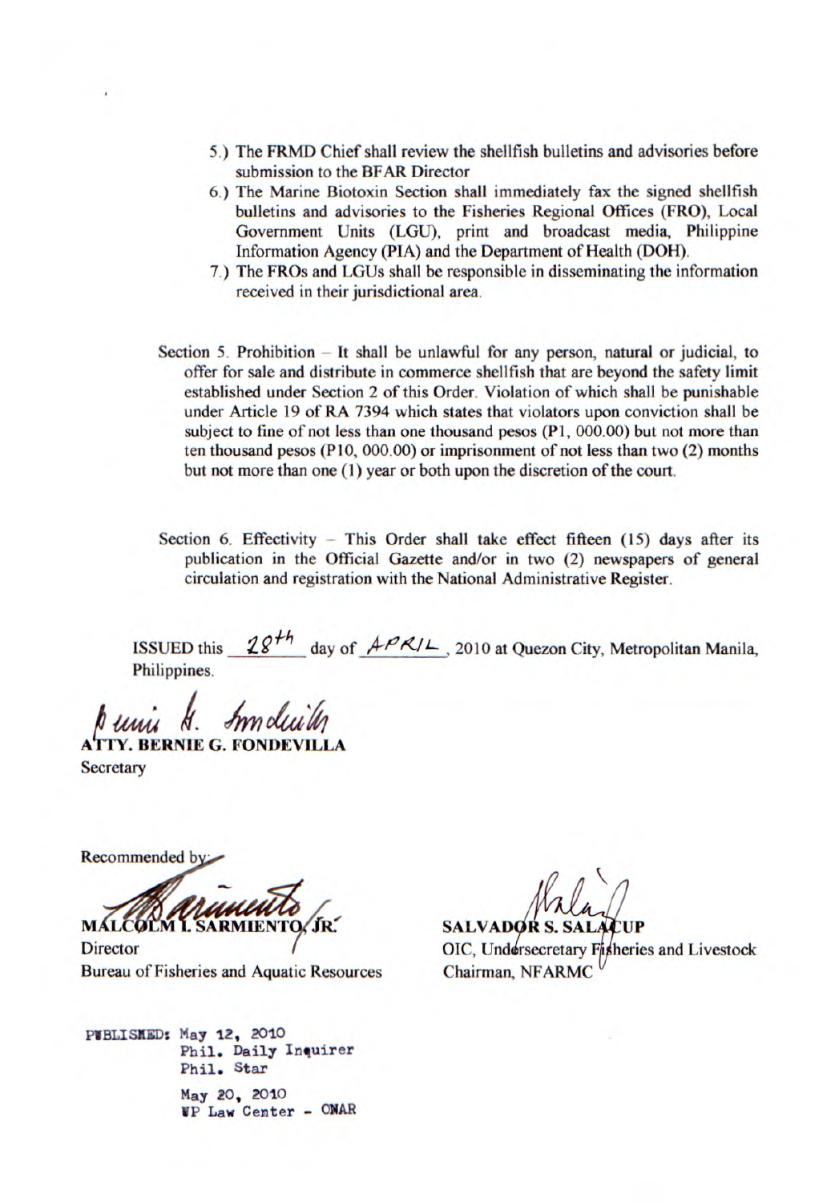5.) The FRMD Chief shall review the shellfish bulletins and advisories before submission to the BFAR Director

6.) The Marine Biotoxin Section shall immediately fax the signed shellfish bulletins and advisories to the Fisheries Regional Offices (FRO), Local Government Units (LGU), print and broadcast media, Philippine Information Agency (PIA) and the Department of Health (DOH).

7.) The FROs and LGUs shall be responsible in disseminating the information received in their jurisdictional area.

Section 5. Prohibition – It shall be unlawful for any person, natural or judicial, to offer for sale and distribute in commerce shellfish that are beyond the safety limit established under Section 2 of this Order. Violation of which shall be punishable under Article 19 of RA 7394 which states that violators upon conviction shall be subject to fine of not less than one thousand pesos (P1, 000.00) but not more than ten thousand pesos (P10, 000.00) or imprisonment of not less than two (2) months but not more than one (1) year or both upon the discretion of the court.

Section 6. Effectivity – This Order shall take effect fifteen (15) days after its publication in the Official Gazette and/or in two (2) newspapers of general circulation and registration with the National Administrative Register.

ISSUED this 28th day of APRIL, 2010 at Quezon City, Metropolitan Manila, Philippines.

**ATTY. BERNIE G. FONDEVILLA**
Secretary

Recommended by:

**MALCOLM I. SARMIENTO, JR.**
Director
Bureau of Fisheries and Aquatic Resources

**SALVADOR S. SALACUP**
OIC, Undersecretary Fisheries and Livestock
Chairman, NFARMC

PUBLISHED: May 12, 2010
Phil. Daily Inquirer
Phil. Star
May 20, 2010
UP Law Center - ONAR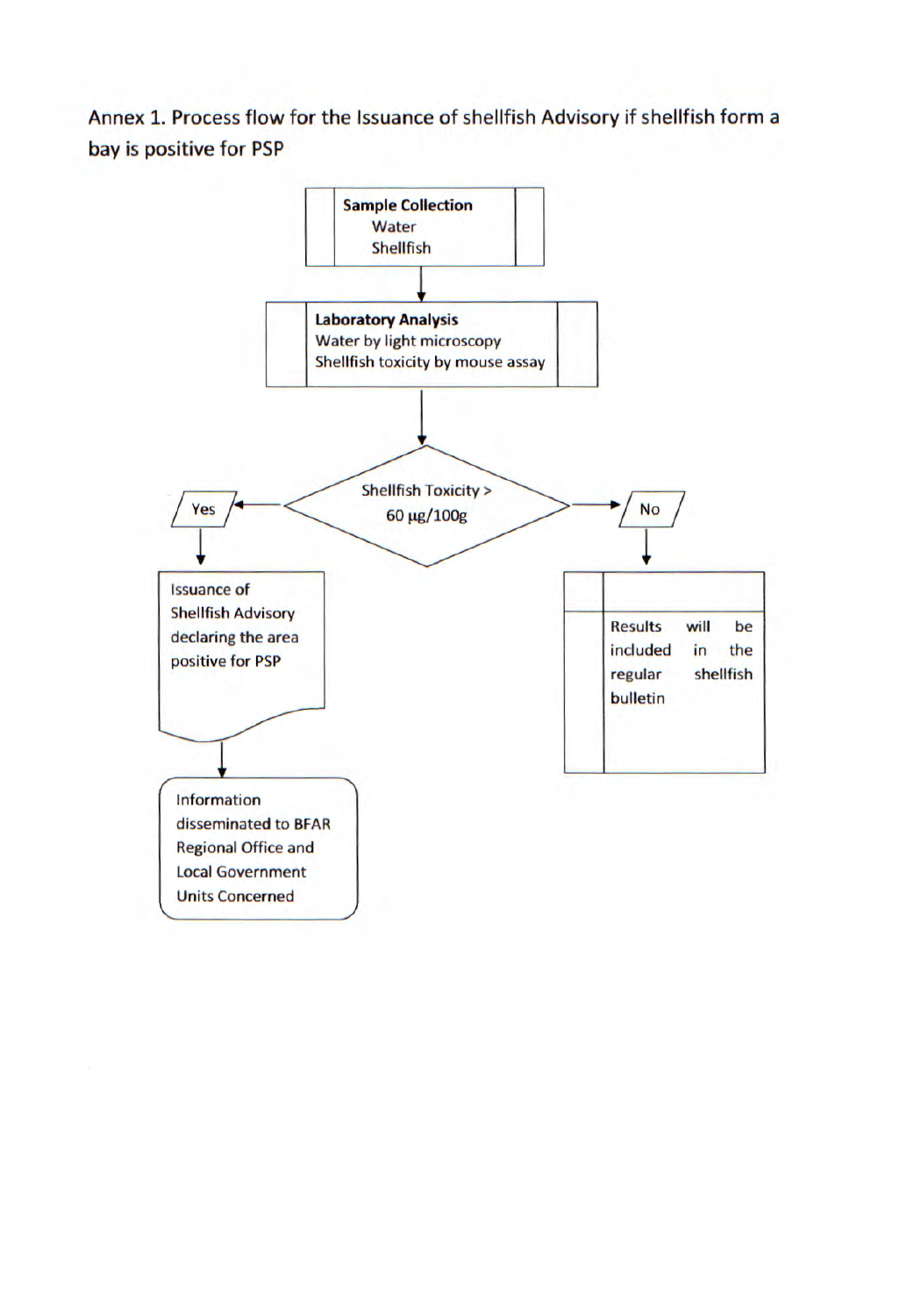Annex 1. Process flow for the Issuance of shellfish Advisory if shellfish form a bay is positive for PSP

**Sample Collection**
Water
Shellfish

↓

**Laboratory Analysis**
Water by light microscopy
Shellfish toxicity by mouse assay

↓

Shellfish Toxicity > 60 μg/100g

- **Yes** → Issuance of Shellfish Advisory declaring the area positive for PSP → Information disseminated to BFAR Regional Office and Local Government Units Concerned
- **No** → Results will be included in the regular shellfish bulletin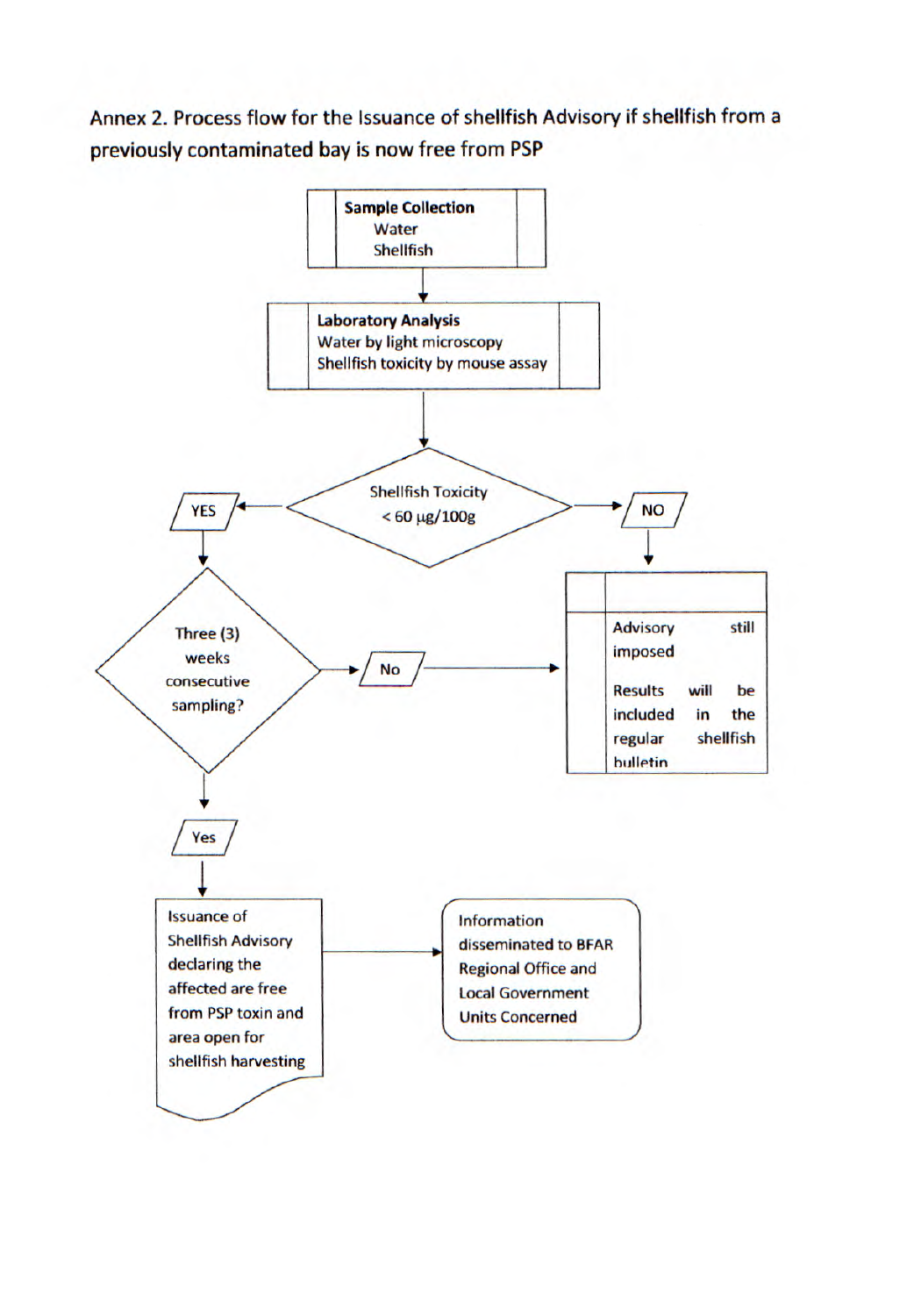Annex 2. Process flow for the Issuance of shellfish Advisory if shellfish from a previously contaminated bay is now free from PSP

**Sample Collection**
Water
Shellfish

**Laboratory Analysis**
Water by light microscopy
Shellfish toxicity by mouse assay

Shellfish Toxicity
< 60 µg/100g

YES

NO

Three (3) weeks consecutive sampling?

No

Advisory still imposed

Results will be included in the regular shellfish bulletin

Yes

Issuance of Shellfish Advisory declaring the affected are free from PSP toxin and area open for shellfish harvesting

Information disseminated to BFAR Regional Office and Local Government Units Concerned